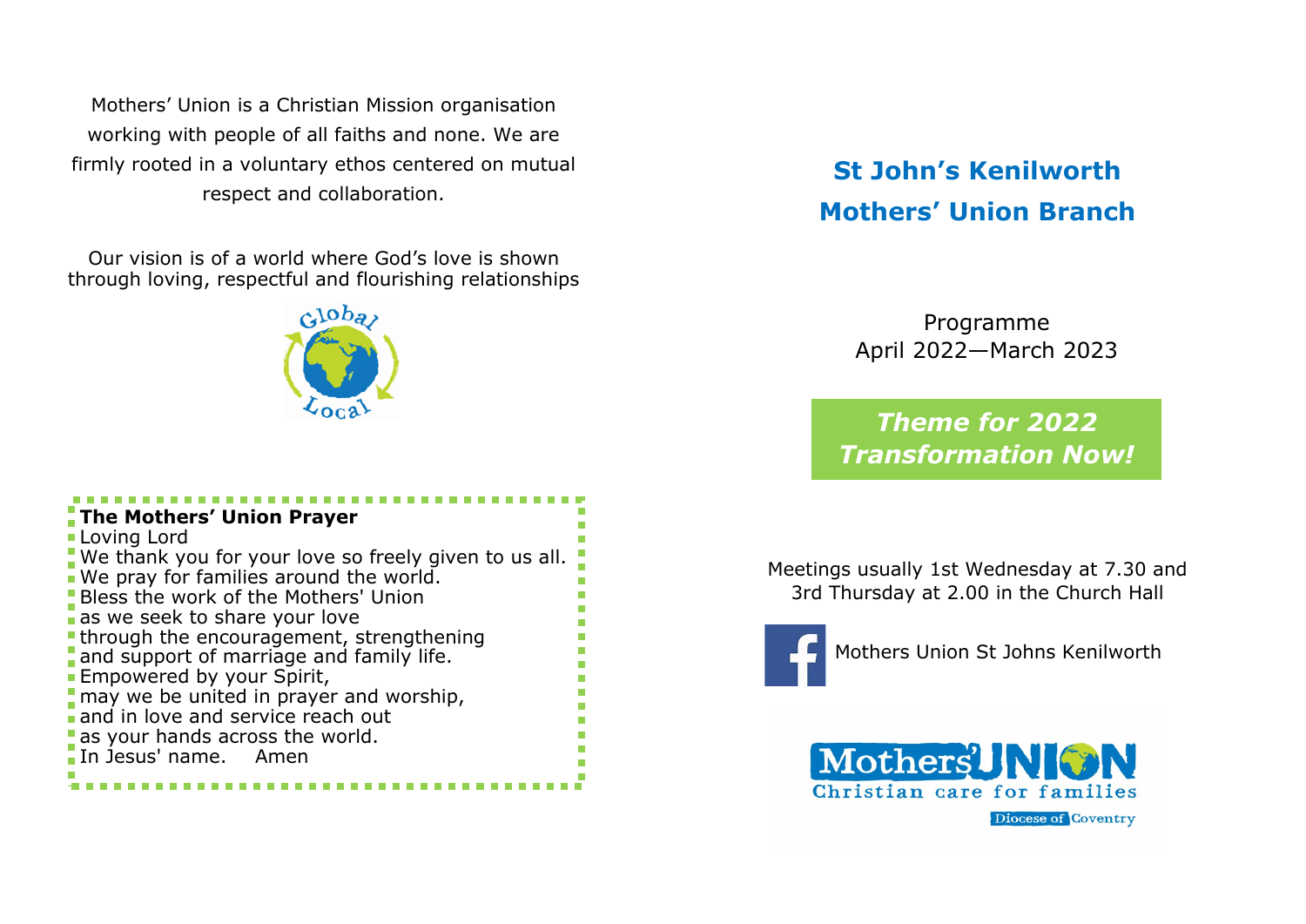Mothers' Union is a Christian Mission organisation working with people of all faiths and none. We are firmly rooted in a voluntary ethos centered on mutual respect and collaboration.

Our vision is of a world where God's love is shown through loving, respectful and flourishing relationships

Global

Local

**The Mothers' Union Prayer**

Loving Lord
We thank you for your love so freely given to us all.
We pray for families around the world.
Bless the work of the Mothers' Union
as we seek to share your love
through the encouragement, strengthening
and support of marriage and family life.
Empowered by your Spirit,
may we be united in prayer and worship,
and in love and service reach out
as your hands across the world.
In Jesus' name. Amen

# St John's Kenilworth Mothers' Union Branch

Programme
April 2022—March 2023

***Theme for 2022***
***Transformation Now!***

Meetings usually 1st Wednesday at 7.30 and 3rd Thursday at 2.00 in the Church Hall

Mothers Union St Johns Kenilworth

Mothers' UNION
Christian care for families
Diocese of Coventry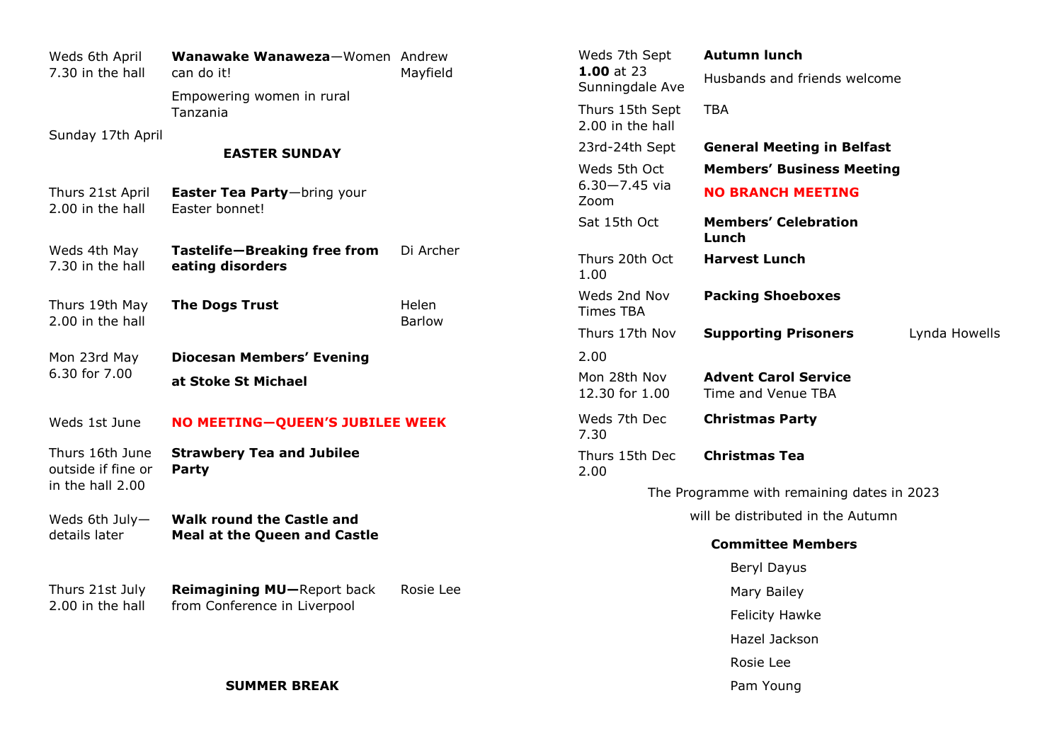| | | |
|---|---|---|
| Weds 6th April 7.30 in the hall | **Wanawake Wanaweza**—Women can do it! Empowering women in rural Tanzania | Andrew Mayfield |
| Sunday 17th April | **EASTER SUNDAY** | |
| Thurs 21st April 2.00 in the hall | **Easter Tea Party**—bring your Easter bonnet! | |
| Weds 4th May 7.30 in the hall | **Tastelife—Breaking free from eating disorders** | Di Archer |
| Thurs 19th May 2.00 in the hall | **The Dogs Trust** | Helen Barlow |
| Mon 23rd May 6.30 for 7.00 | **Diocesan Members' Evening at Stoke St Michael** | |
| Weds 1st June | **NO MEETING—QUEEN'S JUBILEE WEEK** | |
| Thurs 16th June outside if fine or in the hall 2.00 | **Strawbery Tea and Jubilee Party** | |
| Weds 6th July—details later | **Walk round the Castle and Meal at the Queen and Castle** | |
| Thurs 21st July 2.00 in the hall | **Reimagining MU—**Report back from Conference in Liverpool | Rosie Lee |

**SUMMER BREAK**

| | | |
|---|---|---|
| Weds 7th Sept **1.00** at 23 Sunningdale Ave | **Autumn lunch** Husbands and friends welcome | |
| Thurs 15th Sept 2.00 in the hall | TBA | |
| 23rd-24th Sept | **General Meeting in Belfast** | |
| Weds 5th Oct 6.30—7.45 via Zoom | **Members' Business Meeting** **NO BRANCH MEETING** | |
| Sat 15th Oct | **Members' Celebration Lunch** | |
| Thurs 20th Oct 1.00 | **Harvest Lunch** | |
| Weds 2nd Nov Times TBA | **Packing Shoeboxes** | |
| Thurs 17th Nov 2.00 | **Supporting Prisoners** | Lynda Howells |
| Mon 28th Nov 12.30 for 1.00 | **Advent Carol Service** Time and Venue TBA | |
| Weds 7th Dec 7.30 | **Christmas Party** | |
| Thurs 15th Dec 2.00 | **Christmas Tea** | |

The Programme with remaining dates in 2023 will be distributed in the Autumn

**Committee Members**

Beryl Dayus  
Mary Bailey  
Felicity Hawke  
Hazel Jackson  
Rosie Lee  
Pam Young